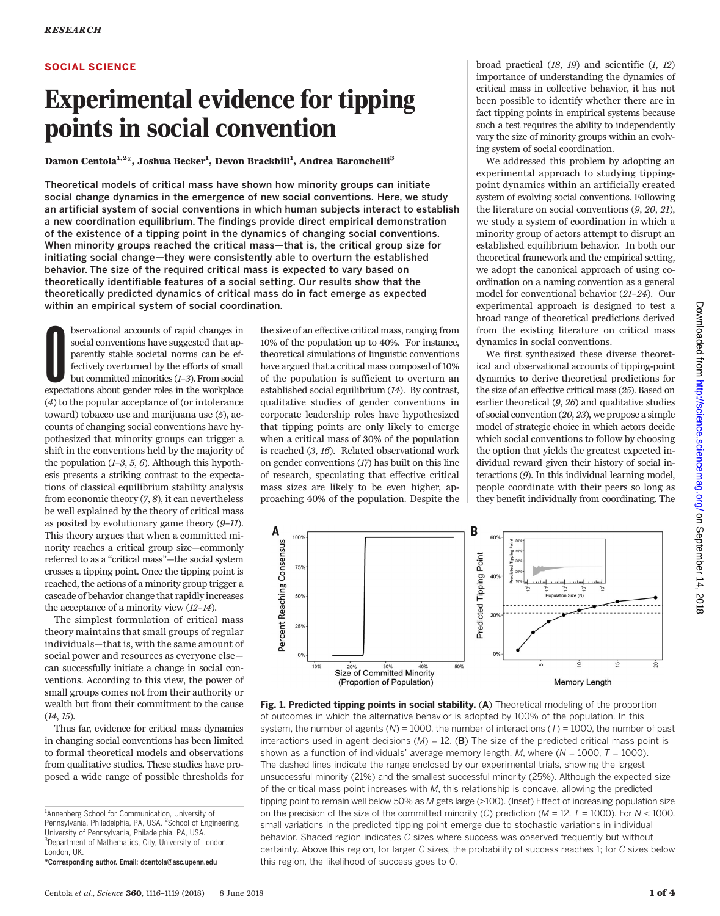SOCIAL SCIENCE

# Experimental evidence for tipping points in social convention

**Damon Centola[1,2]*, Joshua Becker[1], Devon Brackbill[1], Andrea Baronchelli[3]**

**Theoretical models of critical mass have shown how minority groups can initiate social change dynamics in the emergence of new social conventions. Here, we study an artificial system of social conventions in which human subjects interact to establish a new coordination equilibrium. The findings provide direct empirical demonstration of the existence of a tipping point in the dynamics of changing social conventions. When minority groups reached the critical mass—that is, the critical group size for initiating social change—they were consistently able to overturn the established behavior. The size of the required critical mass is expected to vary based on theoretically identifiable features of a social setting. Our results show that the theoretically predicted dynamics of critical mass do in fact emerge as expected within an empirical system of social coordination.**

Observational accounts of rapid changes in social conventions have suggested that apparently stable societal norms can be effectively overturned by the efforts of small but committed minorities (*1*–*3*). From social expectations about gender roles in the workplace (*4*) to the popular acceptance of (or intolerance toward) tobacco use and marijuana use (*5*), accounts of changing social conventions have hypothesized that minority groups can trigger a shift in the conventions held by the majority of the population (*1*–*3*, *5*, *6*). Although this hypothesis presents a striking contrast to the expectations of classical equilibrium stability analysis from economic theory (*7*, *8*), it can nevertheless be well explained by the theory of critical mass as posited by evolutionary game theory (*9*–*11*). This theory argues that when a committed minority reaches a critical group size—commonly referred to as a "critical mass"—the social system crosses a tipping point. Once the tipping point is reached, the actions of a minority group trigger a cascade of behavior change that rapidly increases the acceptance of a minority view (*12*–*14*).

The simplest formulation of critical mass theory maintains that small groups of regular individuals—that is, with the same amount of social power and resources as everyone else—can successfully initiate a change in social conventions. According to this view, the power of small groups comes not from their authority or wealth but from their commitment to the cause (*14*, *15*).

Thus far, evidence for critical mass dynamics in changing social conventions has been limited to formal theoretical models and observations from qualitative studies. These studies have proposed a wide range of possible thresholds for the size of an effective critical mass, ranging from 10% of the population up to 40%. For instance, theoretical simulations of linguistic conventions have argued that a critical mass composed of 10% of the population is sufficient to overturn an established social equilibrium (*14*). By contrast, qualitative studies of gender conventions in corporate leadership roles have hypothesized that tipping points are only likely to emerge when a critical mass of 30% of the population is reached (*3*, *16*). Related observational work on gender conventions (*17*) has built on this line of research, speculating that effective critical mass sizes are likely to be even higher, approaching 40% of the population. Despite the broad practical (*18*, *19*) and scientific (*1*, *12*) importance of understanding the dynamics of critical mass in collective behavior, it has not been possible to identify whether there are in fact tipping points in empirical systems because such a test requires the ability to independently vary the size of minority groups within an evolving system of social coordination.

We addressed this problem by adopting an experimental approach to studying tipping-point dynamics within an artificially created system of evolving social conventions. Following the literature on social conventions (*9*, *20*, *21*), we study a system of coordination in which a minority group of actors attempt to disrupt an established equilibrium behavior. In both our theoretical framework and the empirical setting, we adopt the canonical approach of using coordination on a naming convention as a general model for conventional behavior (*21*–*24*). Our experimental approach is designed to test a broad range of theoretical predictions derived from the existing literature on critical mass dynamics in social conventions.

We first synthesized these diverse theoretical and observational accounts of tipping-point dynamics to derive theoretical predictions for the size of an effective critical mass (*25*). Based on earlier theoretical (*9*, *26*) and qualitative studies of social convention (*20*, *23*), we propose a simple model of strategic choice in which actors decide which social conventions to follow by choosing the option that yields the greatest expected individual reward given their history of social interactions (*9*). In this individual learning model, people coordinate with their peers so long as they benefit individually from coordinating. The

**Fig. 1. Predicted tipping points in social stability.** (**A**) Theoretical modeling of the proportion of outcomes in which the alternative behavior is adopted by 100% of the population. In this system, the number of agents ($N$) = 1000, the number of interactions ($T$) = 1000, the number of past interactions used in agent decisions ($M$) = 12. (**B**) The size of the predicted critical mass point is shown as a function of individuals' average memory length, $M$, where ($N$ = 1000, $T$ = 1000). The dashed lines indicate the range enclosed by our experimental trials, showing the largest unsuccessful minority (21%) and the smallest successful minority (25%). Although the expected size of the critical mass point increases with $M$, this relationship is concave, allowing the predicted tipping point to remain well below 50% as $M$ gets large (>100). (Inset) Effect of increasing population size on the precision of the size of the committed minority ($C$) prediction ($M$ = 12, $T$ = 1000). For $N$ < 1000, small variations in the predicted tipping point emerge due to stochastic variations in individual behavior. Shaded region indicates $C$ sizes where success was observed frequently but without certainty. Above this region, for larger $C$ sizes, the probability of success reaches 1; for $C$ sizes below this region, the likelihood of success goes to 0.

[1]Annenberg School for Communication, University of Pennsylvania, Philadelphia, PA, USA. [2]School of Engineering, University of Pennsylvania, Philadelphia, PA, USA. [3]Department of Mathematics, City, University of London, London, UK.
*Corresponding author. Email: dcentola@asc.upenn.edu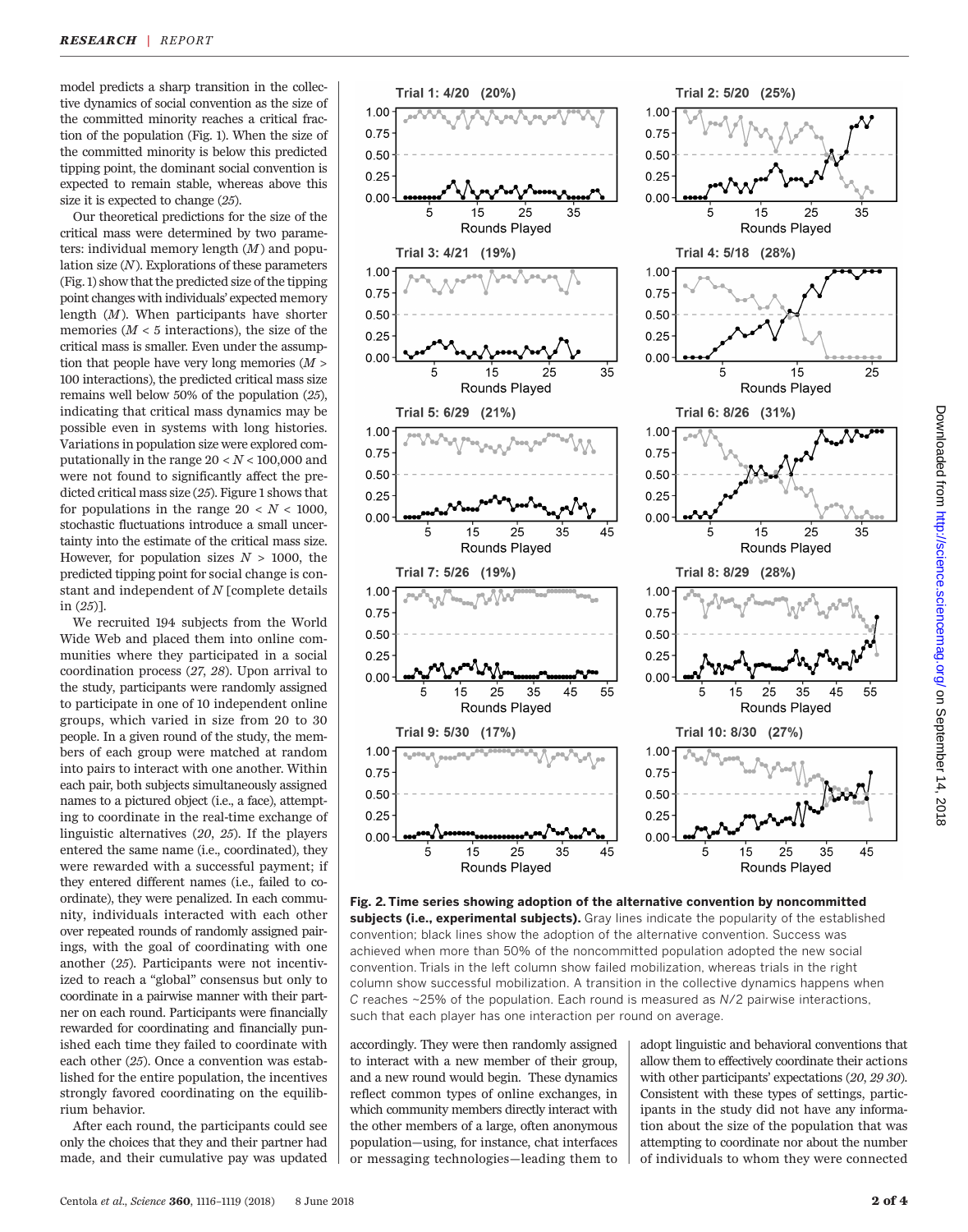model predicts a sharp transition in the collective dynamics of social convention as the size of the committed minority reaches a critical fraction of the population (Fig. 1). When the size of the committed minority is below this predicted tipping point, the dominant social convention is expected to remain stable, whereas above this size it is expected to change (25).

Our theoretical predictions for the size of the critical mass were determined by two parameters: individual memory length ($M$) and population size ($N$). Explorations of these parameters (Fig. 1) show that the predicted size of the tipping point changes with individuals' expected memory length ($M$). When participants have shorter memories ($M < 5$ interactions), the size of the critical mass is smaller. Even under the assumption that people have very long memories ($M > 100$ interactions), the predicted critical mass size remains well below 50% of the population (25), indicating that critical mass dynamics may be possible even in systems with long histories. Variations in population size were explored computationally in the range $20 < N < 100{,}000$ and were not found to significantly affect the predicted critical mass size (25). Figure 1 shows that for populations in the range $20 < N < 1000$, stochastic fluctuations introduce a small uncertainty into the estimate of the critical mass size. However, for population sizes $N > 1000$, the predicted tipping point for social change is constant and independent of $N$ [complete details in (25)].

We recruited 194 subjects from the World Wide Web and placed them into online communities where they participated in a social coordination process (27, 28). Upon arrival to the study, participants were randomly assigned to participate in one of 10 independent online groups, which varied in size from 20 to 30 people. In a given round of the study, the members of each group were matched at random into pairs to interact with one another. Within each pair, both subjects simultaneously assigned names to a pictured object (i.e., a face), attempting to coordinate in the real-time exchange of linguistic alternatives (20, 25). If the players entered the same name (i.e., coordinated), they were rewarded with a successful payment; if they entered different names (i.e., failed to coordinate), they were penalized. In each community, individuals interacted with each other over repeated rounds of randomly assigned pairings, with the goal of coordinating with one another (25). Participants were not incentivized to reach a "global" consensus but only to coordinate in a pairwise manner with their partner on each round. Participants were financially rewarded for coordinating and financially punished each time they failed to coordinate with each other (25). Once a convention was established for the entire population, the incentives strongly favored coordinating on the equilibrium behavior.

After each round, the participants could see only the choices that they and their partner had made, and their cumulative pay was updated accordingly. They were then randomly assigned to interact with a new member of their group, and a new round would begin. These dynamics reflect common types of online exchanges, in which community members directly interact with the other members of a large, often anonymous population—using, for instance, chat interfaces or messaging technologies—leading them to adopt linguistic and behavioral conventions that allow them to effectively coordinate their actions with other participants' expectations (20, 29 30). Consistent with these types of settings, participants in the study did not have any information about the size of the population that was attempting to coordinate nor about the number of individuals to whom they were connected

**Fig. 2. Time series showing adoption of the alternative convention by noncommitted subjects (i.e., experimental subjects).** Gray lines indicate the popularity of the established convention; black lines show the adoption of the alternative convention. Success was achieved when more than 50% of the noncommitted population adopted the new social convention. Trials in the left column show failed mobilization, whereas trials in the right column show successful mobilization. A transition in the collective dynamics happens when $C$ reaches ~25% of the population. Each round is measured as $N/2$ pairwise interactions, such that each player has one interaction per round on average.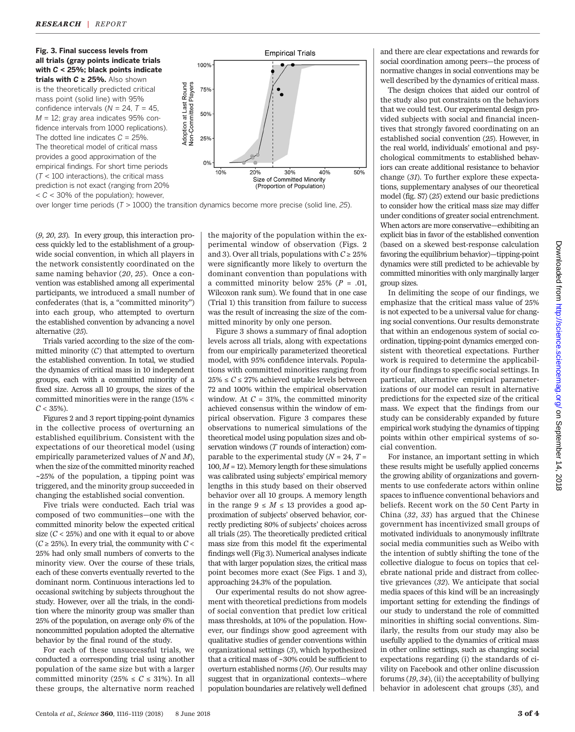**Fig. 3. Final success levels from all trials (gray points indicate trials with $C$ < 25%; black points indicate trials with $C \geq$ 25%.** Also shown is the theoretically predicted critical mass point (solid line) with 95% confidence intervals ($N$ = 24, $T$ = 45, $M$ = 12; gray area indicates 95% confidence intervals from 1000 replications). The dotted line indicates $C$ = 25%. The theoretical model of critical mass provides a good approximation of the empirical findings. For short time periods ($T$ < 100 interactions), the critical mass prediction is not exact (ranging from 20% < $C$ < 30% of the population); however, over longer time periods ($T$ > 1000) the transition dynamics become more precise (solid line, 25).

Empirical Trials

Adoption at Last Round Non-Committed Players

100%

75%

50%

25%

0%

10%

20%

30%

40%

50%

Size of Committed Minority (Proportion of Population)

(9, 20, 23). In every group, this interaction process quickly led to the establishment of a group-wide social convention, in which all players in the network consistently coordinated on the same naming behavior (20, 25). Once a convention was established among all experimental participants, we introduced a small number of confederates (that is, a "committed minority") into each group, who attempted to overturn the established convention by advancing a novel alternative (25).

Trials varied according to the size of the committed minority ($C$) that attempted to overturn the established convention. In total, we studied the dynamics of critical mass in 10 independent groups, each with a committed minority of a fixed size. Across all 10 groups, the sizes of the committed minorities were in the range (15% < $C$ < 35%).

Figures 2 and 3 report tipping-point dynamics in the collective process of overturning an established equilibrium. Consistent with the expectations of our theoretical model (using empirically parameterized values of $N$ and $M$), when the size of the committed minority reached ~25% of the population, a tipping point was triggered, and the minority group succeeded in changing the established social convention.

Five trials were conducted. Each trial was composed of two communities—one with the committed minority below the expected critical size ($C$ < 25%) and one with it equal to or above ($C \geq$ 25%). In every trial, the community with $C$ < 25% had only small numbers of converts to the minority view. Over the course of these trials, each of these converts eventually reverted to the dominant norm. Continuous interactions led to occasional switching by subjects throughout the study. However, over all the trials, in the condition where the minority group was smaller than 25% of the population, on average only 6% of the noncommitted population adopted the alternative behavior by the final round of the study.

For each of these unsuccessful trials, we conducted a corresponding trial using another population of the same size but with a larger committed minority (25% $\leq C \leq$ 31%). In all these groups, the alternative norm reached the majority of the population within the experimental window of observation (Figs. 2 and 3). Over all trials, populations with $C \geq$ 25% were significantly more likely to overturn the dominant convention than populations with a committed minority below 25% ($P$ = .01, Wilcoxon rank sum). We found that in one case (Trial 1) this transition from failure to success was the result of increasing the size of the committed minority by only one person.

Figure 3 shows a summary of final adoption levels across all trials, along with expectations from our empirically parameterized theoretical model, with 95% confidence intervals. Populations with committed minorities ranging from 25% $\leq C \leq$ 27% achieved uptake levels between 72 and 100% within the empirical observation window. At $C$ = 31%, the committed minority achieved consensus within the window of empirical observation. Figure 3 compares these observations to numerical simulations of the theoretical model using population sizes and observation windows ($T$ rounds of interaction) comparable to the experimental study ($N$ = 24, $T$ = 100, $M$ = 12). Memory length for these simulations was calibrated using subjects' empirical memory lengths in this study based on their observed behavior over all 10 groups. A memory length in the range 9 $\leq M \leq$ 13 provides a good approximation of subjects' observed behavior, correctly predicting 80% of subjects' choices across all trials (25). The theoretically predicted critical mass size from this model fit the experimental findings well (Fig 3). Numerical analyses indicate that with larger population sizes, the critical mass point becomes more exact (See Figs. 1 and 3), approaching 24.3% of the population.

Our experimental results do not show agreement with theoretical predictions from models of social convention that predict low critical mass thresholds, at 10% of the population. However, our findings show good agreement with qualitative studies of gender conventions within organizational settings (3), which hypothesized that a critical mass of ~30% could be sufficient to overturn established norms (16). Our results may suggest that in organizational contexts—where population boundaries are relatively well defined and there are clear expectations and rewards for social coordination among peers—the process of normative changes in social conventions may be well described by the dynamics of critical mass.

The design choices that aided our control of the study also put constraints on the behaviors that we could test. Our experimental design provided subjects with social and financial incentives that strongly favored coordinating on an established social convention (25). However, in the real world, individuals' emotional and psychological commitments to established behaviors can create additional resistance to behavior change (31). To further explore these expectations, supplementary analyses of our theoretical model (fig. S7) (25) extend our basic predictions to consider how the critical mass size may differ under conditions of greater social entrenchment. When actors are more conservative—exhibiting an explicit bias in favor of the established convention (based on a skewed best-response calculation favoring the equilibrium behavior)—tipping-point dynamics were still predicted to be achievable by committed minorities with only marginally larger group sizes.

In delimiting the scope of our findings, we emphasize that the critical mass value of 25% is not expected to be a universal value for changing social conventions. Our results demonstrate that within an endogenous system of social coordination, tipping-point dynamics emerged consistent with theoretical expectations. Further work is required to determine the applicability of our findings to specific social settings. In particular, alternative empirical parameterizations of our model can result in alternative predictions for the expected size of the critical mass. We expect that the findings from our study can be considerably expanded by future empirical work studying the dynamics of tipping points within other empirical systems of social convention.

For instance, an important setting in which these results might be usefully applied concerns the growing ability of organizations and governments to use confederate actors within online spaces to influence conventional behaviors and beliefs. Recent work on the 50 Cent Party in China (32, 33) has argued that the Chinese government has incentivized small groups of motivated individuals to anonymously infiltrate social media communities such as Weibo with the intention of subtly shifting the tone of the collective dialogue to focus on topics that celebrate national pride and distract from collective grievances (32). We anticipate that social media spaces of this kind will be an increasingly important setting for extending the findings of our study to understand the role of committed minorities in shifting social conventions. Similarly, the results from our study may also be usefully applied to the dynamics of critical mass in other online settings, such as changing social expectations regarding (i) the standards of civility on Facebook and other online discussion forums (19, 34), (ii) the acceptability of bullying behavior in adolescent chat groups (35), and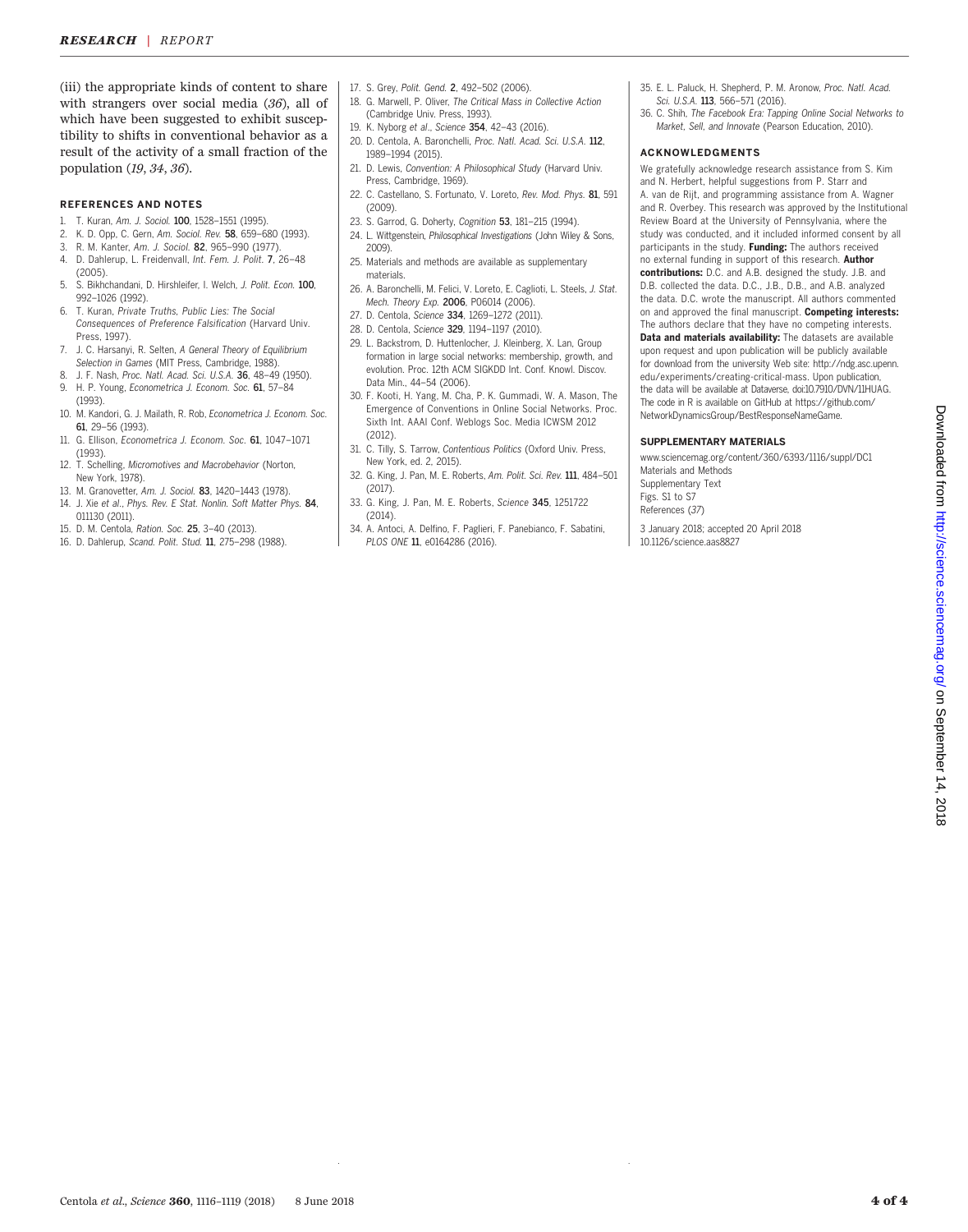(iii) the appropriate kinds of content to share with strangers over social media (*36*), all of which have been suggested to exhibit susceptibility to shifts in conventional behavior as a result of the activity of a small fraction of the population (*19*, *34*, *36*).

## REFERENCES AND NOTES

1. T. Kuran, *Am. J. Sociol.* **100**, 1528–1551 (1995).
2. K. D. Opp, C. Gern, *Am. Sociol. Rev.* **58**, 659–680 (1993).
3. R. M. Kanter, *Am. J. Sociol.* **82**, 965–990 (1977).
4. D. Dahlerup, L. Freidenvall, *Int. Fem. J. Polit.* **7**, 26–48 (2005).
5. S. Bikhchandani, D. Hirshleifer, I. Welch, *J. Polit. Econ.* **100**, 992–1026 (1992).
6. T. Kuran, *Private Truths, Public Lies: The Social Consequences of Preference Falsification* (Harvard Univ. Press, 1997).
7. J. C. Harsanyi, R. Selten, *A General Theory of Equilibrium Selection in Games* (MIT Press, Cambridge, 1988).
8. J. F. Nash, *Proc. Natl. Acad. Sci. U.S.A.* **36**, 48–49 (1950).
9. H. P. Young, *Econometrica J. Econom. Soc.* **61**, 57–84 (1993).
10. M. Kandori, G. J. Mailath, R. Rob, *Econometrica J. Econom. Soc.* **61**, 29–56 (1993).
11. G. Ellison, *Econometrica J. Econom. Soc.* **61**, 1047–1071 (1993).
12. T. Schelling, *Micromotives and Macrobehavior* (Norton, New York, 1978).
13. M. Granovetter, *Am. J. Sociol.* **83**, 1420–1443 (1978).
14. J. Xie *et al.*, *Phys. Rev. E Stat. Nonlin. Soft Matter Phys.* **84**, 011130 (2011).
15. D. M. Centola, *Ration. Soc.* **25**, 3–40 (2013).
16. D. Dahlerup, *Scand. Polit. Stud.* **11**, 275–298 (1988).
17. S. Grey, *Polit. Gend.* **2**, 492–502 (2006).
18. G. Marwell, P. Oliver, *The Critical Mass in Collective Action* (Cambridge Univ. Press, 1993).
19. K. Nyborg *et al.*, *Science* **354**, 42–43 (2016).
20. D. Centola, A. Baronchelli, *Proc. Natl. Acad. Sci. U.S.A.* **112**, 1989–1994 (2015).
21. D. Lewis, *Convention: A Philosophical Study* (Harvard Univ. Press, Cambridge, 1969).
22. C. Castellano, S. Fortunato, V. Loreto, *Rev. Mod. Phys.* **81**, 591 (2009).
23. S. Garrod, G. Doherty, *Cognition* **53**, 181–215 (1994).
24. L. Wittgenstein, *Philosophical Investigations* (John Wiley & Sons, 2009).
25. Materials and methods are available as supplementary materials.
26. A. Baronchelli, M. Felici, V. Loreto, E. Caglioti, L. Steels, *J. Stat. Mech. Theory Exp.* **2006**, P06014 (2006).
27. D. Centola, *Science* **334**, 1269–1272 (2011).
28. D. Centola, *Science* **329**, 1194–1197 (2010).
29. L. Backstrom, D. Huttenlocher, J. Kleinberg, X. Lan, Group formation in large social networks: membership, growth, and evolution. Proc. 12th ACM SIGKDD Int. Conf. Knowl. Discov. Data Min., 44–54 (2006).
30. F. Kooti, H. Yang, M. Cha, P. K. Gummadi, W. A. Mason, The Emergence of Conventions in Online Social Networks. Proc. Sixth Int. AAAI Conf. Weblogs Soc. Media ICWSM 2012 (2012).
31. C. Tilly, S. Tarrow, *Contentious Politics* (Oxford Univ. Press, New York, ed. 2, 2015).
32. G. King, J. Pan, M. E. Roberts, *Am. Polit. Sci. Rev.* **111**, 484–501 (2017).
33. G. King, J. Pan, M. E. Roberts, *Science* **345**, 1251722 (2014).
34. A. Antoci, A. Delfino, F. Paglieri, F. Panebianco, F. Sabatini, *PLOS ONE* **11**, e0164286 (2016).
35. E. L. Paluck, H. Shepherd, P. M. Aronow, *Proc. Natl. Acad. Sci. U.S.A.* **113**, 566–571 (2016).
36. C. Shih, *The Facebook Era: Tapping Online Social Networks to Market, Sell, and Innovate* (Pearson Education, 2010).

## ACKNOWLEDGMENTS

We gratefully acknowledge research assistance from S. Kim and N. Herbert, helpful suggestions from P. Starr and A. van de Rijt, and programming assistance from A. Wagner and R. Overbey. This research was approved by the Institutional Review Board at the University of Pennsylvania, where the study was conducted, and it included informed consent by all participants in the study. **Funding:** The authors received no external funding in support of this research. **Author contributions:** D.C. and A.B. designed the study. J.B. and D.B. collected the data. D.C., J.B., D.B., and A.B. analyzed the data. D.C. wrote the manuscript. All authors commented on and approved the final manuscript. **Competing interests:** The authors declare that they have no competing interests. **Data and materials availability:** The datasets are available upon request and upon publication will be publicly available for download from the university Web site: http://ndg.asc.upenn.edu/experiments/creating-critical-mass. Upon publication, the data will be available at Dataverse, doi:10.7910/DVN/11HUAG. The code in R is available on GitHub at https://github.com/NetworkDynamicsGroup/BestResponseNameGame.

## SUPPLEMENTARY MATERIALS

www.sciencemag.org/content/360/6393/1116/suppl/DC1
Materials and Methods
Supplementary Text
Figs. S1 to S7
References (*37*)

3 January 2018; accepted 20 April 2018
10.1126/science.aas8827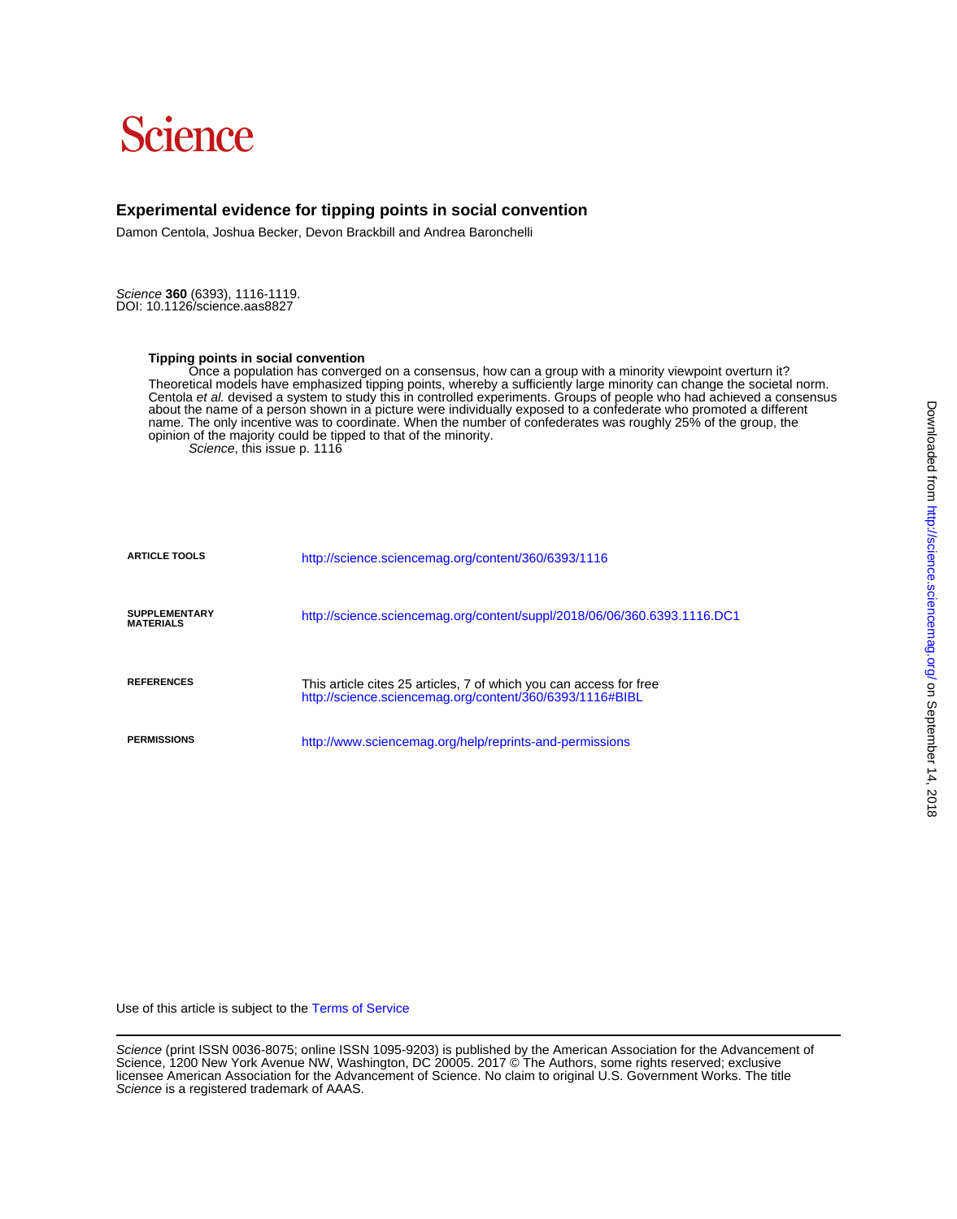# Science

## Experimental evidence for tipping points in social convention

Damon Centola, Joshua Becker, Devon Brackbill and Andrea Baronchelli

*Science* **360** (6393), 1116-1119.
DOI: 10.1126/science.aas8827

### Tipping points in social convention

Once a population has converged on a consensus, how can a group with a minority viewpoint overturn it? Theoretical models have emphasized tipping points, whereby a sufficiently large minority can change the societal norm. Centola *et al.* devised a system to study this in controlled experiments. Groups of people who had achieved a consensus about the name of a person shown in a picture were individually exposed to a confederate who promoted a different name. The only incentive was to coordinate. When the number of confederates was roughly 25% of the group, the opinion of the majority could be tipped to that of the minority.

*Science*, this issue p. 1116

| | |
|---|---|
| **ARTICLE TOOLS** | http://science.sciencemag.org/content/360/6393/1116 |
| **SUPPLEMENTARY MATERIALS** | http://science.sciencemag.org/content/suppl/2018/06/06/360.6393.1116.DC1 |
| **REFERENCES** | This article cites 25 articles, 7 of which you can access for free http://science.sciencemag.org/content/360/6393/1116#BIBL |
| **PERMISSIONS** | http://www.sciencemag.org/help/reprints-and-permissions |

Use of this article is subject to the Terms of Service

*Science* (print ISSN 0036-8075; online ISSN 1095-9203) is published by the American Association for the Advancement of Science, 1200 New York Avenue NW, Washington, DC 20005. 2017 © The Authors, some rights reserved; exclusive licensee American Association for the Advancement of Science. No claim to original U.S. Government Works. The title *Science* is a registered trademark of AAAS.

Downloaded from http://science.sciencemag.org/ on September 14, 2018